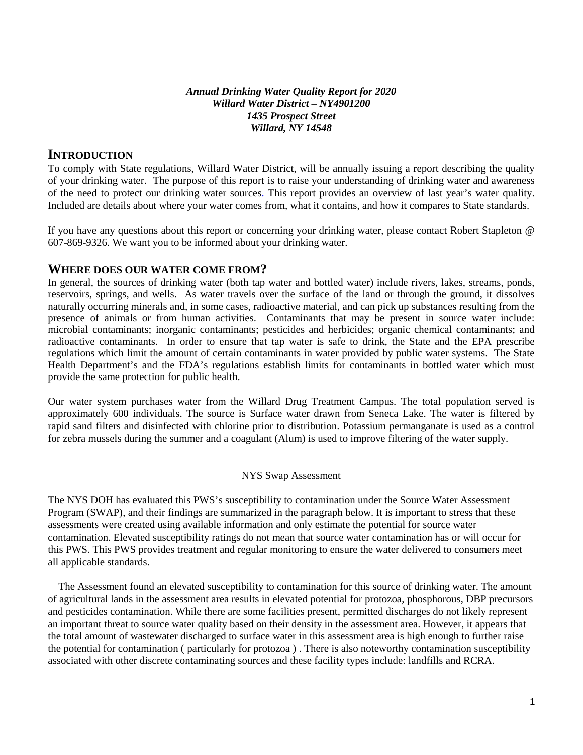***Annual Drinking Water Quality Report for 2020***
***Willard Water District – NY4901200***
***1435 Prospect Street***
***Willard, NY 14548***

## INTRODUCTION

To comply with State regulations, Willard Water District, will be annually issuing a report describing the quality of your drinking water. The purpose of this report is to raise your understanding of drinking water and awareness of the need to protect our drinking water sources. This report provides an overview of last year's water quality. Included are details about where your water comes from, what it contains, and how it compares to State standards.

If you have any questions about this report or concerning your drinking water, please contact Robert Stapleton @ 607-869-9326. We want you to be informed about your drinking water.

## WHERE DOES OUR WATER COME FROM?

In general, the sources of drinking water (both tap water and bottled water) include rivers, lakes, streams, ponds, reservoirs, springs, and wells. As water travels over the surface of the land or through the ground, it dissolves naturally occurring minerals and, in some cases, radioactive material, and can pick up substances resulting from the presence of animals or from human activities. Contaminants that may be present in source water include: microbial contaminants; inorganic contaminants; pesticides and herbicides; organic chemical contaminants; and radioactive contaminants. In order to ensure that tap water is safe to drink, the State and the EPA prescribe regulations which limit the amount of certain contaminants in water provided by public water systems. The State Health Department's and the FDA's regulations establish limits for contaminants in bottled water which must provide the same protection for public health.

Our water system purchases water from the Willard Drug Treatment Campus. The total population served is approximately 600 individuals. The source is Surface water drawn from Seneca Lake. The water is filtered by rapid sand filters and disinfected with chlorine prior to distribution. Potassium permanganate is used as a control for zebra mussels during the summer and a coagulant (Alum) is used to improve filtering of the water supply.

NYS Swap Assessment

The NYS DOH has evaluated this PWS's susceptibility to contamination under the Source Water Assessment Program (SWAP), and their findings are summarized in the paragraph below. It is important to stress that these assessments were created using available information and only estimate the potential for source water contamination. Elevated susceptibility ratings do not mean that source water contamination has or will occur for this PWS. This PWS provides treatment and regular monitoring to ensure the water delivered to consumers meet all applicable standards.

The Assessment found an elevated susceptibility to contamination for this source of drinking water. The amount of agricultural lands in the assessment area results in elevated potential for protozoa, phosphorous, DBP precursors and pesticides contamination. While there are some facilities present, permitted discharges do not likely represent an important threat to source water quality based on their density in the assessment area. However, it appears that the total amount of wastewater discharged to surface water in this assessment area is high enough to further raise the potential for contamination ( particularly for protozoa ) . There is also noteworthy contamination susceptibility associated with other discrete contaminating sources and these facility types include: landfills and RCRA.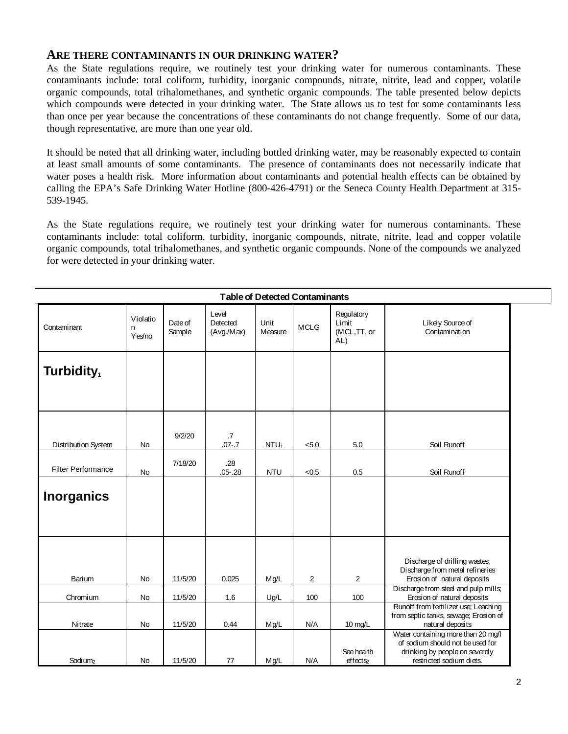## ARE THERE CONTAMINANTS IN OUR DRINKING WATER?

As the State regulations require, we routinely test your drinking water for numerous contaminants. These contaminants include: total coliform, turbidity, inorganic compounds, nitrate, nitrite, lead and copper, volatile organic compounds, total trihalomethanes, and synthetic organic compounds. The table presented below depicts which compounds were detected in your drinking water. The State allows us to test for some contaminants less than once per year because the concentrations of these contaminants do not change frequently. Some of our data, though representative, are more than one year old.

It should be noted that all drinking water, including bottled drinking water, may be reasonably expected to contain at least small amounts of some contaminants. The presence of contaminants does not necessarily indicate that water poses a health risk. More information about contaminants and potential health effects can be obtained by calling the EPA's Safe Drinking Water Hotline (800-426-4791) or the Seneca County Health Department at 315-539-1945.

As the State regulations require, we routinely test your drinking water for numerous contaminants. These contaminants include: total coliform, turbidity, inorganic compounds, nitrate, nitrite, lead and copper volatile organic compounds, total trihalomethanes, and synthetic organic compounds. None of the compounds we analyzed for were detected in your drinking water.

**Table of Detected Contaminants**

| Contaminant | Violation Yes/no | Date of Sample | Level Detected (Avg./Max) | Unit Measure | MCLG | Regulatory Limit (MCL,TT, or AL) | Likely Source of Contamination |
|---|---|---|---|---|---|---|---|
| **Turbidity[1]** | | | | | | | |
| Distribution System | No | 9/2/20 | .7<br>.07-.7 | NTU[1] | <5.0 | 5.0 | Soil Runoff |
| Filter Performance | No | 7/18/20 | .28<br>.05-.28 | NTU | <0.5 | 0.5 | Soil Runoff |
| **Inorganics** | | | | | | | |
| Barium | No | 11/5/20 | 0.025 | Mg/L | 2 | 2 | Discharge of drilling wastes; Discharge from metal refineries Erosion of natural deposits |
| Chromium | No | 11/5/20 | 1.6 | Ug/L | 100 | 100 | Discharge from steel and pulp mills; Erosion of natural deposits |
| Nitrate | No | 11/5/20 | 0.44 | Mg/L | N/A | 10 mg/L | Runoff from fertilizer use; Leaching from septic tanks, sewage; Erosion of natural deposits |
| Sodium[2] | No | 11/5/20 | 77 | Mg/L | N/A | See health effects[2] | Water containing more than 20 mg/l of sodium should not be used for drinking by people on severely restricted sodium diets. |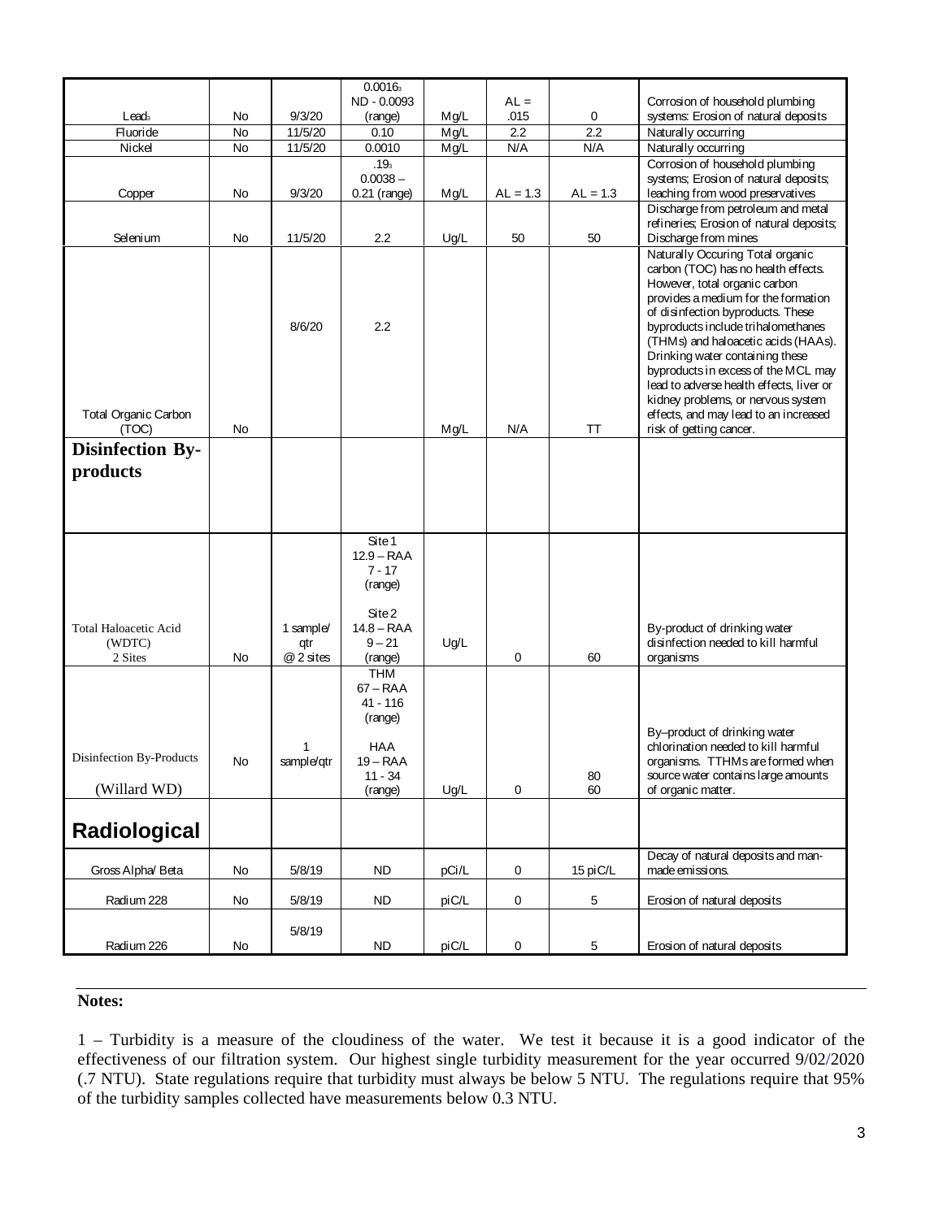| | | | | | | | |
|---|---|---|---|---|---|---|---|
| Lead[3] | No | 9/3/20 | 0.0016[3] ND - 0.0093 (range) | Mg/L | AL = .015 | 0 | Corrosion of household plumbing systems: Erosion of natural deposits |
| Fluoride | No | 11/5/20 | 0.10 | Mg/L | 2.2 | 2.2 | Naturally occurring |
| Nickel | No | 11/5/20 | 0.0010 | Mg/L | N/A | N/A | Naturally occurring |
| Copper | No | 9/3/20 | .19[3] 0.0038 – 0.21 (range) | Mg/L | AL = 1.3 | AL = 1.3 | Corrosion of household plumbing systems; Erosion of natural deposits; leaching from wood preservatives |
| Selenium | No | 11/5/20 | 2.2 | Ug/L | 50 | 50 | Discharge from petroleum and metal refineries; Erosion of natural deposits; Discharge from mines |
| Total Organic Carbon (TOC) | No | 8/6/20 | 2.2 | Mg/L | N/A | TT | Naturally Occuring Total organic carbon (TOC) has no health effects. However, total organic carbon provides a medium for the formation of disinfection byproducts. These byproducts include trihalomethanes (THMs) and haloacetic acids (HAAs). Drinking water containing these byproducts in excess of the MCL may lead to adverse health effects, liver or kidney problems, or nervous system effects, and may lead to an increased risk of getting cancer. |
| **Disinfection By-products** | | | | | | | |
| Total Haloacetic Acid (WDTC) 2 Sites | No | 1 sample/ qtr @ 2 sites | Site 1 12.9 – RAA 7 - 17 (range) Site 2 14.8 – RAA 9 – 21 (range) | Ug/L | 0 | 60 | By-product of drinking water disinfection needed to kill harmful organisms |
| Disinfection By-Products (Willard WD) | No | 1 sample/qtr | THM 67 – RAA 41 - 116 (range) HAA 19 – RAA 11 - 34 (range) | Ug/L | 0 | 80 60 | By–product of drinking water chlorination needed to kill harmful organisms. TTHMs are formed when source water contains large amounts of organic matter. |
| **Radiological** | | | | | | | |
| Gross Alpha/ Beta | No | 5/8/19 | ND | pCi/L | 0 | 15 piC/L | Decay of natural deposits and man-made emissions. |
| Radium 228 | No | 5/8/19 | ND | piC/L | 0 | 5 | Erosion of natural deposits |
| Radium 226 | No | 5/8/19 | ND | piC/L | 0 | 5 | Erosion of natural deposits |

**Notes:**

1 – Turbidity is a measure of the cloudiness of the water. We test it because it is a good indicator of the effectiveness of our filtration system. Our highest single turbidity measurement for the year occurred 9/02/2020 (.7 NTU). State regulations require that turbidity must always be below 5 NTU. The regulations require that 95% of the turbidity samples collected have measurements below 0.3 NTU.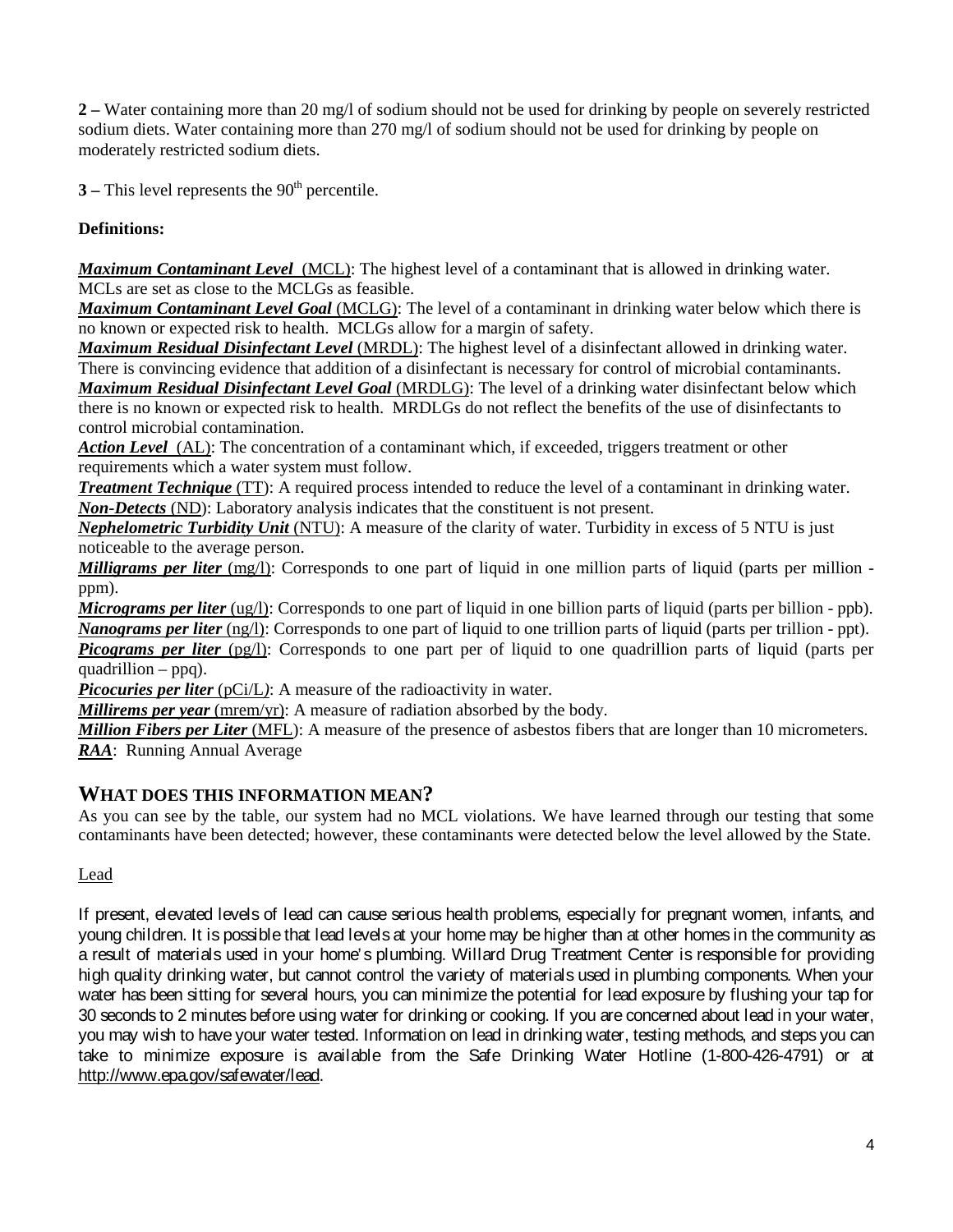**2 –** Water containing more than 20 mg/l of sodium should not be used for drinking by people on severely restricted sodium diets. Water containing more than 270 mg/l of sodium should not be used for drinking by people on moderately restricted sodium diets.

**3 –** This level represents the $90^{th}$ percentile.

**Definitions:**

***Maximum Contaminant Level*** (MCL): The highest level of a contaminant that is allowed in drinking water. MCLs are set as close to the MCLGs as feasible.
***Maximum Contaminant Level Goal*** (MCLG): The level of a contaminant in drinking water below which there is no known or expected risk to health. MCLGs allow for a margin of safety.
***Maximum Residual Disinfectant Level*** (MRDL): The highest level of a disinfectant allowed in drinking water. There is convincing evidence that addition of a disinfectant is necessary for control of microbial contaminants.
***Maximum Residual Disinfectant Level Goal*** (MRDLG): The level of a drinking water disinfectant below which there is no known or expected risk to health. MRDLGs do not reflect the benefits of the use of disinfectants to control microbial contamination.
***Action Level*** (AL): The concentration of a contaminant which, if exceeded, triggers treatment or other requirements which a water system must follow.
***Treatment Technique*** (TT): A required process intended to reduce the level of a contaminant in drinking water.
***Non-Detects*** (ND): Laboratory analysis indicates that the constituent is not present.
***Nephelometric Turbidity Unit*** (NTU): A measure of the clarity of water. Turbidity in excess of 5 NTU is just noticeable to the average person.
***Milligrams per liter*** (mg/l): Corresponds to one part of liquid in one million parts of liquid (parts per million - ppm).
***Micrograms per liter*** (ug/l): Corresponds to one part of liquid in one billion parts of liquid (parts per billion - ppb).
***Nanograms per liter*** (ng/l): Corresponds to one part of liquid to one trillion parts of liquid (parts per trillion - ppt).
***Picograms per liter*** (pg/l): Corresponds to one part per of liquid to one quadrillion parts of liquid (parts per quadrillion – ppq).
***Picocuries per liter*** (pCi/L): A measure of the radioactivity in water.
***Millirems per year*** (mrem/yr): A measure of radiation absorbed by the body.
***Million Fibers per Liter*** (MFL): A measure of the presence of asbestos fibers that are longer than 10 micrometers.
***RAA***: Running Annual Average

## WHAT DOES THIS INFORMATION MEAN?

As you can see by the table, our system had no MCL violations. We have learned through our testing that some contaminants have been detected; however, these contaminants were detected below the level allowed by the State.

Lead

If present, elevated levels of lead can cause serious health problems, especially for pregnant women, infants, and young children. It is possible that lead levels at your home may be higher than at other homes in the community as a result of materials used in your home's plumbing. Willard Drug Treatment Center is responsible for providing high quality drinking water, but cannot control the variety of materials used in plumbing components. When your water has been sitting for several hours, you can minimize the potential for lead exposure by flushing your tap for 30 seconds to 2 minutes before using water for drinking or cooking. If you are concerned about lead in your water, you may wish to have your water tested. Information on lead in drinking water, testing methods, and steps you can take to minimize exposure is available from the Safe Drinking Water Hotline (1-800-426-4791) or at http://www.epa.gov/safewater/lead.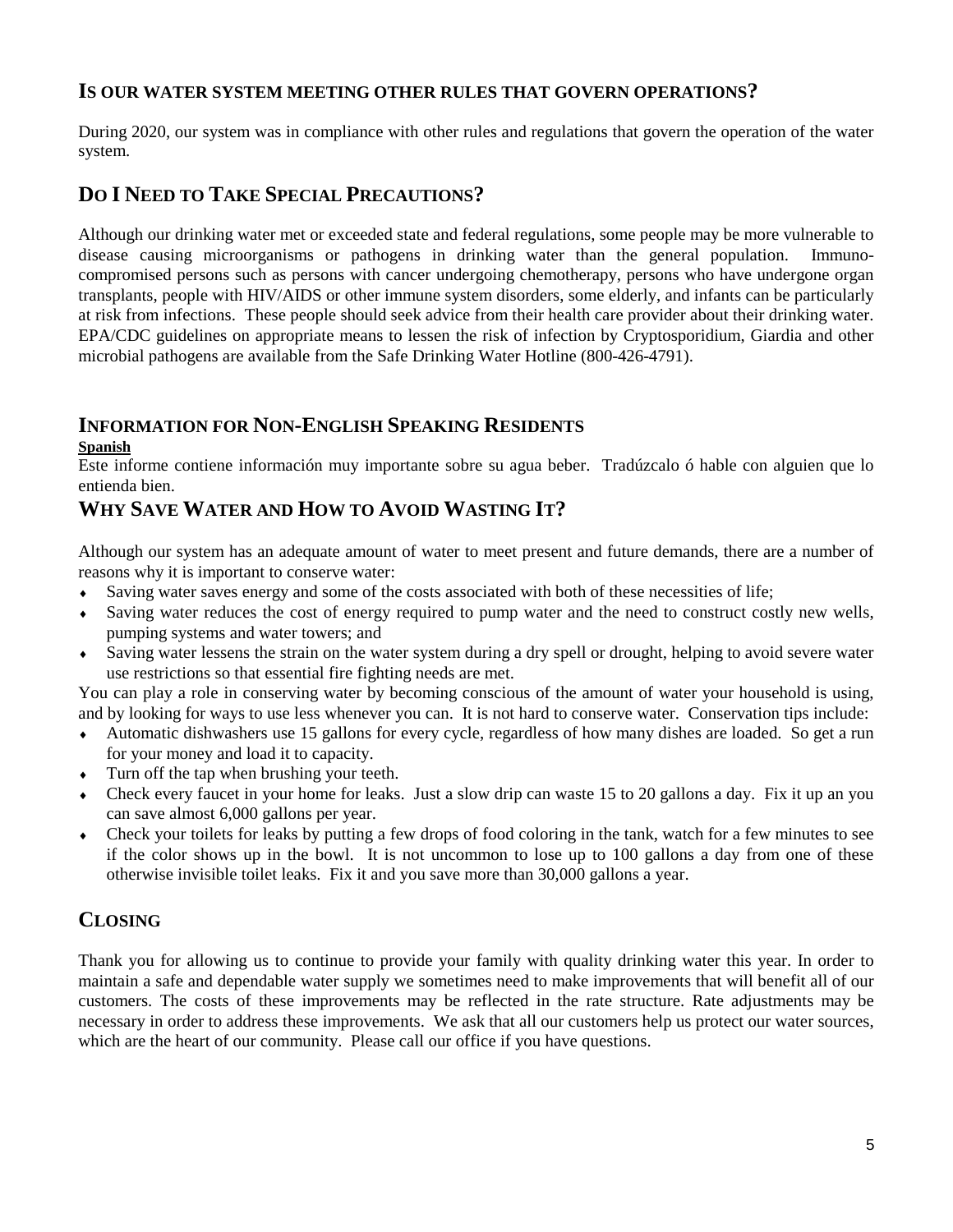## IS OUR WATER SYSTEM MEETING OTHER RULES THAT GOVERN OPERATIONS?

During 2020, our system was in compliance with other rules and regulations that govern the operation of the water system.

## DO I NEED TO TAKE SPECIAL PRECAUTIONS?

Although our drinking water met or exceeded state and federal regulations, some people may be more vulnerable to disease causing microorganisms or pathogens in drinking water than the general population. Immuno-compromised persons such as persons with cancer undergoing chemotherapy, persons who have undergone organ transplants, people with HIV/AIDS or other immune system disorders, some elderly, and infants can be particularly at risk from infections. These people should seek advice from their health care provider about their drinking water. EPA/CDC guidelines on appropriate means to lessen the risk of infection by Cryptosporidium, Giardia and other microbial pathogens are available from the Safe Drinking Water Hotline (800-426-4791).

## INFORMATION FOR NON-ENGLISH SPEAKING RESIDENTS

**Spanish**

Este informe contiene información muy importante sobre su agua beber. Tradúzcalo ó hable con alguien que lo entienda bien.

## WHY SAVE WATER AND HOW TO AVOID WASTING IT?

Although our system has an adequate amount of water to meet present and future demands, there are a number of reasons why it is important to conserve water:

- Saving water saves energy and some of the costs associated with both of these necessities of life;
- Saving water reduces the cost of energy required to pump water and the need to construct costly new wells, pumping systems and water towers; and
- Saving water lessens the strain on the water system during a dry spell or drought, helping to avoid severe water use restrictions so that essential fire fighting needs are met.

You can play a role in conserving water by becoming conscious of the amount of water your household is using, and by looking for ways to use less whenever you can. It is not hard to conserve water. Conservation tips include:

- Automatic dishwashers use 15 gallons for every cycle, regardless of how many dishes are loaded. So get a run for your money and load it to capacity.
- Turn off the tap when brushing your teeth.
- Check every faucet in your home for leaks. Just a slow drip can waste 15 to 20 gallons a day. Fix it up an you can save almost 6,000 gallons per year.
- Check your toilets for leaks by putting a few drops of food coloring in the tank, watch for a few minutes to see if the color shows up in the bowl. It is not uncommon to lose up to 100 gallons a day from one of these otherwise invisible toilet leaks. Fix it and you save more than 30,000 gallons a year.

## CLOSING

Thank you for allowing us to continue to provide your family with quality drinking water this year. In order to maintain a safe and dependable water supply we sometimes need to make improvements that will benefit all of our customers. The costs of these improvements may be reflected in the rate structure. Rate adjustments may be necessary in order to address these improvements. We ask that all our customers help us protect our water sources, which are the heart of our community. Please call our office if you have questions.